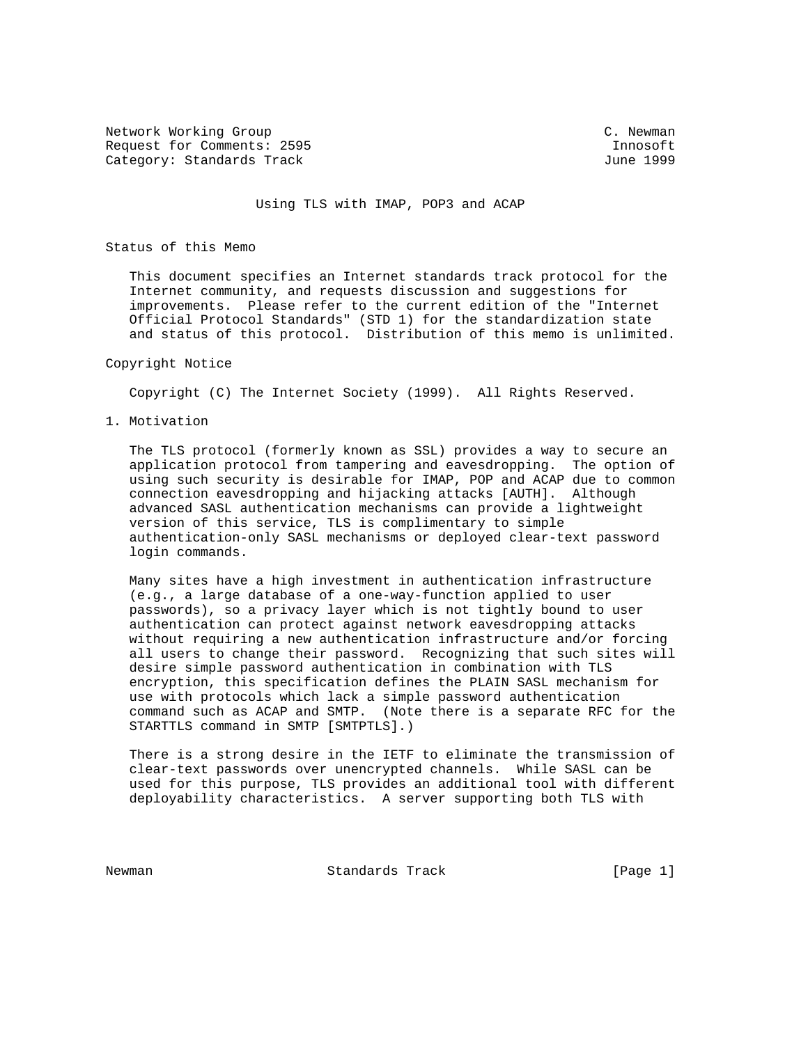Network Working Group C. Newman
Request for Comments: 2595 Innosoft
Category: Standards Track June 1999

# Using TLS with IMAP, POP3 and ACAP

## Status of this Memo

This document specifies an Internet standards track protocol for the Internet community, and requests discussion and suggestions for improvements. Please refer to the current edition of the "Internet Official Protocol Standards" (STD 1) for the standardization state and status of this protocol. Distribution of this memo is unlimited.

## Copyright Notice

Copyright (C) The Internet Society (1999). All Rights Reserved.

## 1. Motivation

The TLS protocol (formerly known as SSL) provides a way to secure an application protocol from tampering and eavesdropping. The option of using such security is desirable for IMAP, POP and ACAP due to common connection eavesdropping and hijacking attacks [AUTH]. Although advanced SASL authentication mechanisms can provide a lightweight version of this service, TLS is complimentary to simple authentication-only SASL mechanisms or deployed clear-text password login commands.

Many sites have a high investment in authentication infrastructure (e.g., a large database of a one-way-function applied to user passwords), so a privacy layer which is not tightly bound to user authentication can protect against network eavesdropping attacks without requiring a new authentication infrastructure and/or forcing all users to change their password. Recognizing that such sites will desire simple password authentication in combination with TLS encryption, this specification defines the PLAIN SASL mechanism for use with protocols which lack a simple password authentication command such as ACAP and SMTP. (Note there is a separate RFC for the STARTTLS command in SMTP [SMTPTLS].)

There is a strong desire in the IETF to eliminate the transmission of clear-text passwords over unencrypted channels. While SASL can be used for this purpose, TLS provides an additional tool with different deployability characteristics. A server supporting both TLS with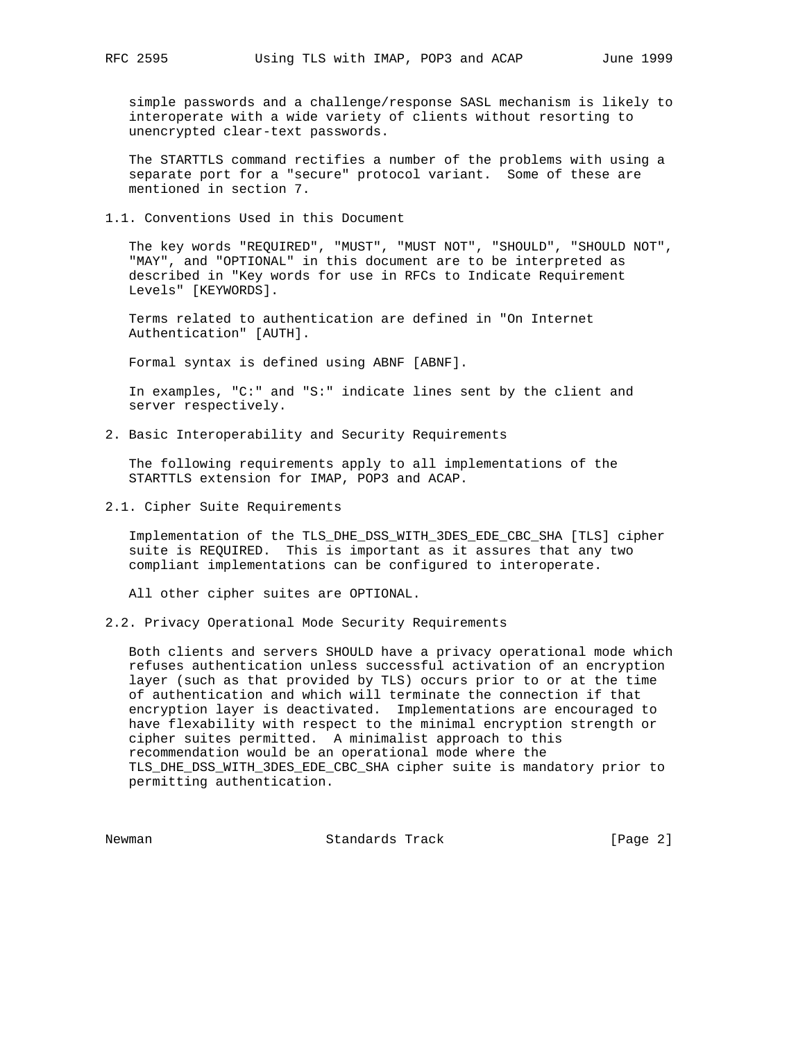simple passwords and a challenge/response SASL mechanism is likely to interoperate with a wide variety of clients without resorting to unencrypted clear-text passwords.

The STARTTLS command rectifies a number of the problems with using a separate port for a "secure" protocol variant. Some of these are mentioned in section 7.

### 1.1. Conventions Used in this Document

The key words "REQUIRED", "MUST", "MUST NOT", "SHOULD", "SHOULD NOT", "MAY", and "OPTIONAL" in this document are to be interpreted as described in "Key words for use in RFCs to Indicate Requirement Levels" [KEYWORDS].

Terms related to authentication are defined in "On Internet Authentication" [AUTH].

Formal syntax is defined using ABNF [ABNF].

In examples, "C:" and "S:" indicate lines sent by the client and server respectively.

## 2. Basic Interoperability and Security Requirements

The following requirements apply to all implementations of the STARTTLS extension for IMAP, POP3 and ACAP.

### 2.1. Cipher Suite Requirements

Implementation of the TLS_DHE_DSS_WITH_3DES_EDE_CBC_SHA [TLS] cipher suite is REQUIRED. This is important as it assures that any two compliant implementations can be configured to interoperate.

All other cipher suites are OPTIONAL.

### 2.2. Privacy Operational Mode Security Requirements

Both clients and servers SHOULD have a privacy operational mode which refuses authentication unless successful activation of an encryption layer (such as that provided by TLS) occurs prior to or at the time of authentication and which will terminate the connection if that encryption layer is deactivated. Implementations are encouraged to have flexability with respect to the minimal encryption strength or cipher suites permitted. A minimalist approach to this recommendation would be an operational mode where the TLS_DHE_DSS_WITH_3DES_EDE_CBC_SHA cipher suite is mandatory prior to permitting authentication.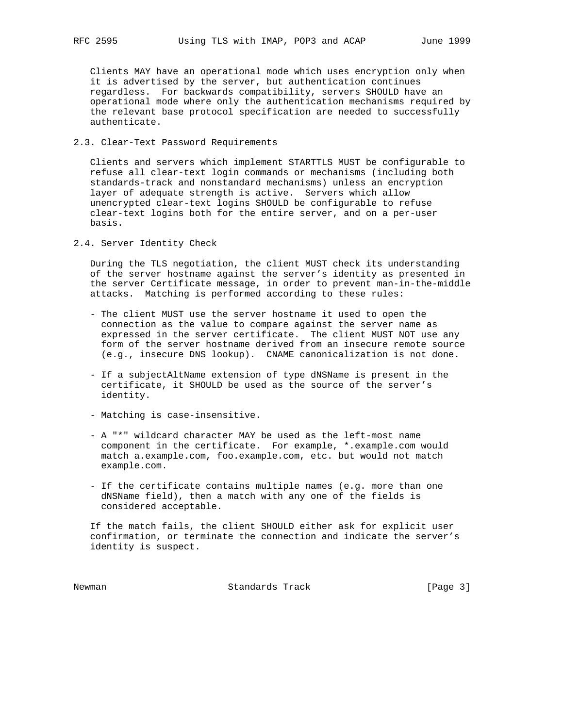Clients MAY have an operational mode which uses encryption only when it is advertised by the server, but authentication continues regardless. For backwards compatibility, servers SHOULD have an operational mode where only the authentication mechanisms required by the relevant base protocol specification are needed to successfully authenticate.

### 2.3. Clear-Text Password Requirements

Clients and servers which implement STARTTLS MUST be configurable to refuse all clear-text login commands or mechanisms (including both standards-track and nonstandard mechanisms) unless an encryption layer of adequate strength is active. Servers which allow unencrypted clear-text logins SHOULD be configurable to refuse clear-text logins both for the entire server, and on a per-user basis.

### 2.4. Server Identity Check

During the TLS negotiation, the client MUST check its understanding of the server hostname against the server's identity as presented in the server Certificate message, in order to prevent man-in-the-middle attacks. Matching is performed according to these rules:

- The client MUST use the server hostname it used to open the connection as the value to compare against the server name as expressed in the server certificate. The client MUST NOT use any form of the server hostname derived from an insecure remote source (e.g., insecure DNS lookup). CNAME canonicalization is not done.

- If a subjectAltName extension of type dNSName is present in the certificate, it SHOULD be used as the source of the server's identity.

- Matching is case-insensitive.

- A "*" wildcard character MAY be used as the left-most name component in the certificate. For example, *.example.com would match a.example.com, foo.example.com, etc. but would not match example.com.

- If the certificate contains multiple names (e.g. more than one dNSName field), then a match with any one of the fields is considered acceptable.

If the match fails, the client SHOULD either ask for explicit user confirmation, or terminate the connection and indicate the server's identity is suspect.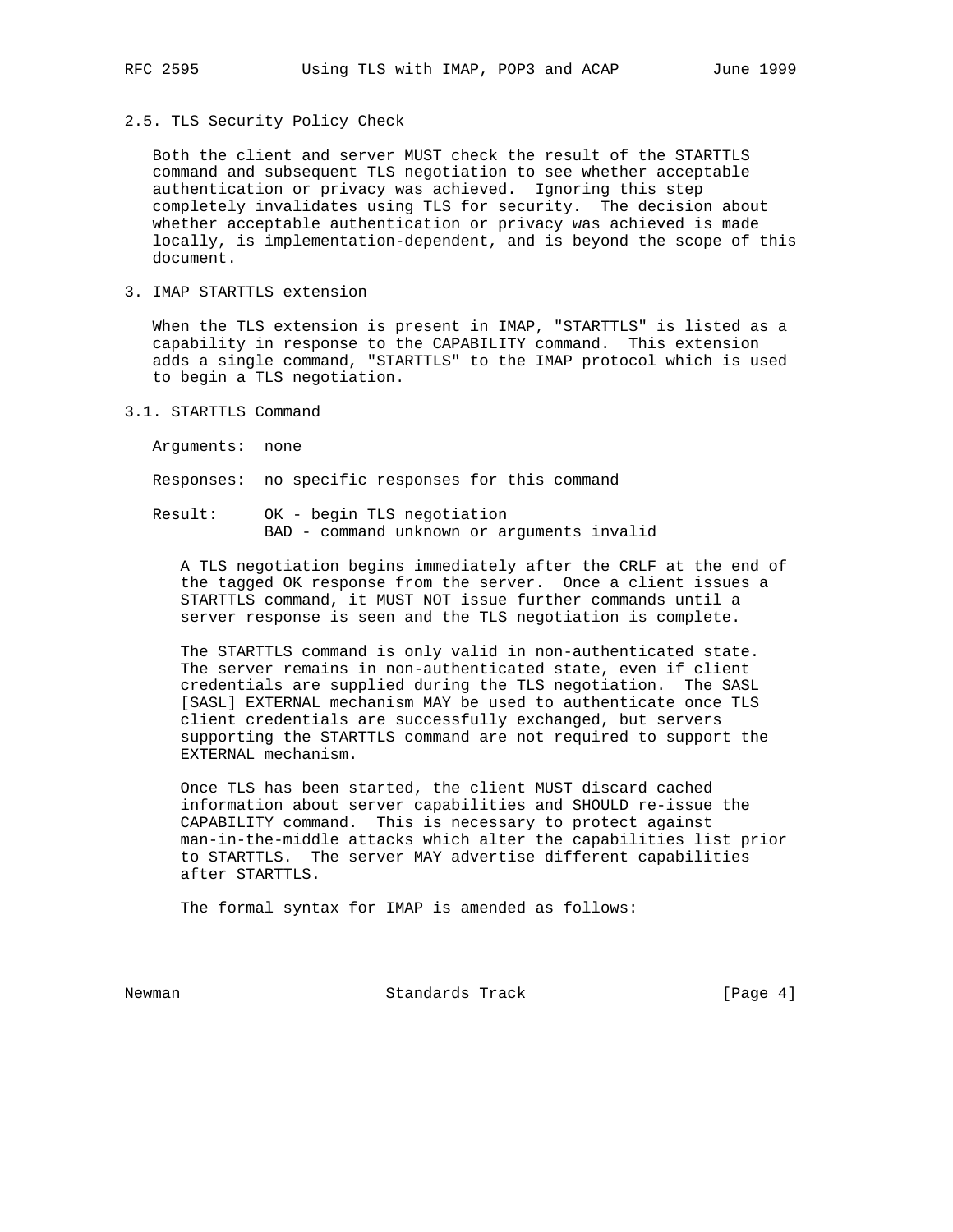## 2.5. TLS Security Policy Check

Both the client and server MUST check the result of the STARTTLS command and subsequent TLS negotiation to see whether acceptable authentication or privacy was achieved. Ignoring this step completely invalidates using TLS for security. The decision about whether acceptable authentication or privacy was achieved is made locally, is implementation-dependent, and is beyond the scope of this document.

# 3. IMAP STARTTLS extension

When the TLS extension is present in IMAP, "STARTTLS" is listed as a capability in response to the CAPABILITY command. This extension adds a single command, "STARTTLS" to the IMAP protocol which is used to begin a TLS negotiation.

## 3.1. STARTTLS Command

```
Arguments:  none

Responses:  no specific responses for this command

Result:     OK - begin TLS negotiation
            BAD - command unknown or arguments invalid
```

A TLS negotiation begins immediately after the CRLF at the end of the tagged OK response from the server. Once a client issues a STARTTLS command, it MUST NOT issue further commands until a server response is seen and the TLS negotiation is complete.

The STARTTLS command is only valid in non-authenticated state. The server remains in non-authenticated state, even if client credentials are supplied during the TLS negotiation. The SASL [SASL] EXTERNAL mechanism MAY be used to authenticate once TLS client credentials are successfully exchanged, but servers supporting the STARTTLS command are not required to support the EXTERNAL mechanism.

Once TLS has been started, the client MUST discard cached information about server capabilities and SHOULD re-issue the CAPABILITY command. This is necessary to protect against man-in-the-middle attacks which alter the capabilities list prior to STARTTLS. The server MAY advertise different capabilities after STARTTLS.

The formal syntax for IMAP is amended as follows: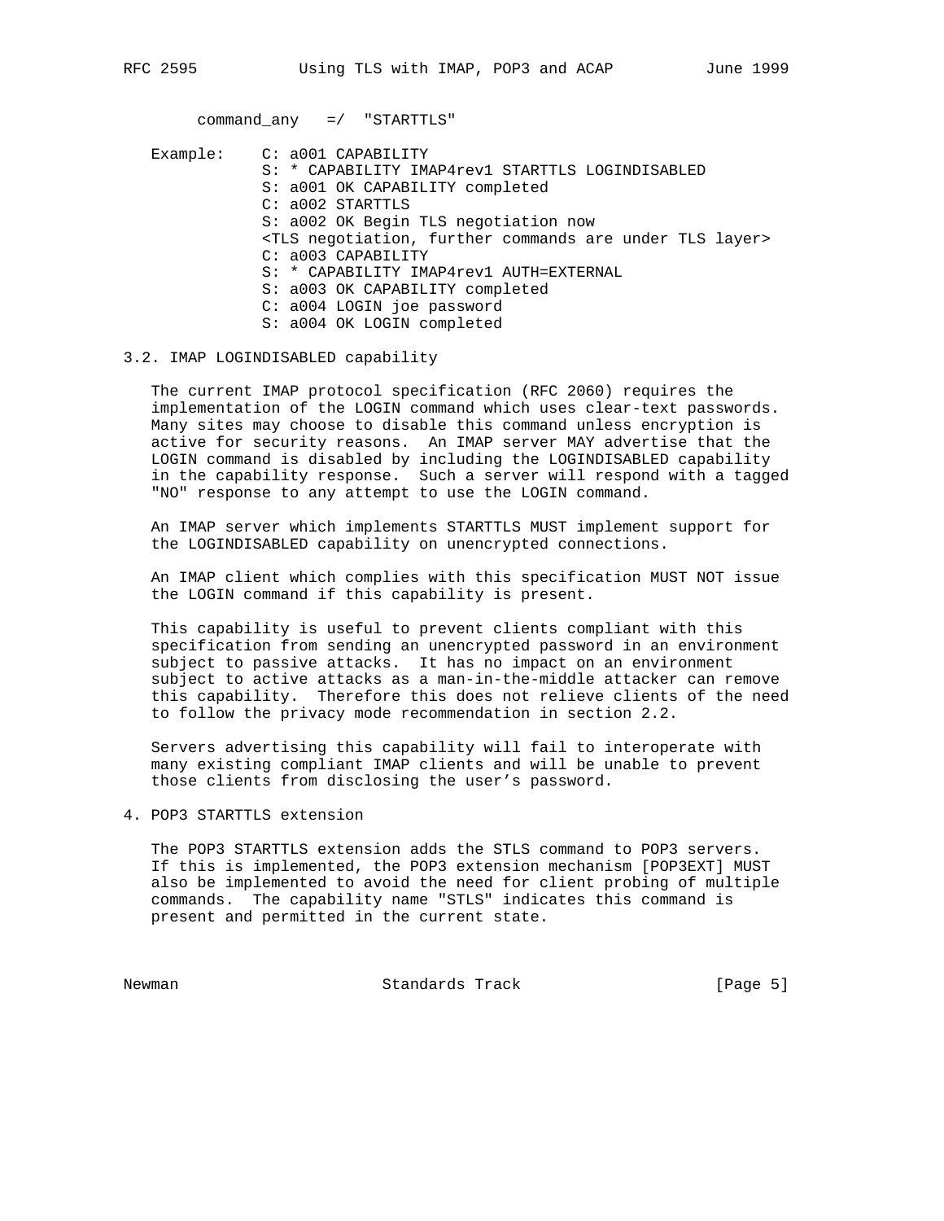```
command_any   =/  "STARTTLS"
```

```
Example:    C: a001 CAPABILITY
            S: * CAPABILITY IMAP4rev1 STARTTLS LOGINDISABLED
            S: a001 OK CAPABILITY completed
            C: a002 STARTTLS
            S: a002 OK Begin TLS negotiation now
            <TLS negotiation, further commands are under TLS layer>
            C: a003 CAPABILITY
            S: * CAPABILITY IMAP4rev1 AUTH=EXTERNAL
            S: a003 OK CAPABILITY completed
            C: a004 LOGIN joe password
            S: a004 OK LOGIN completed
```

## 3.2. IMAP LOGINDISABLED capability

The current IMAP protocol specification (RFC 2060) requires the implementation of the LOGIN command which uses clear-text passwords. Many sites may choose to disable this command unless encryption is active for security reasons. An IMAP server MAY advertise that the LOGIN command is disabled by including the LOGINDISABLED capability in the capability response. Such a server will respond with a tagged "NO" response to any attempt to use the LOGIN command.

An IMAP server which implements STARTTLS MUST implement support for the LOGINDISABLED capability on unencrypted connections.

An IMAP client which complies with this specification MUST NOT issue the LOGIN command if this capability is present.

This capability is useful to prevent clients compliant with this specification from sending an unencrypted password in an environment subject to passive attacks. It has no impact on an environment subject to active attacks as a man-in-the-middle attacker can remove this capability. Therefore this does not relieve clients of the need to follow the privacy mode recommendation in section 2.2.

Servers advertising this capability will fail to interoperate with many existing compliant IMAP clients and will be unable to prevent those clients from disclosing the user’s password.

## 4. POP3 STARTTLS extension

The POP3 STARTTLS extension adds the STLS command to POP3 servers. If this is implemented, the POP3 extension mechanism [POP3EXT] MUST also be implemented to avoid the need for client probing of multiple commands. The capability name "STLS" indicates this command is present and permitted in the current state.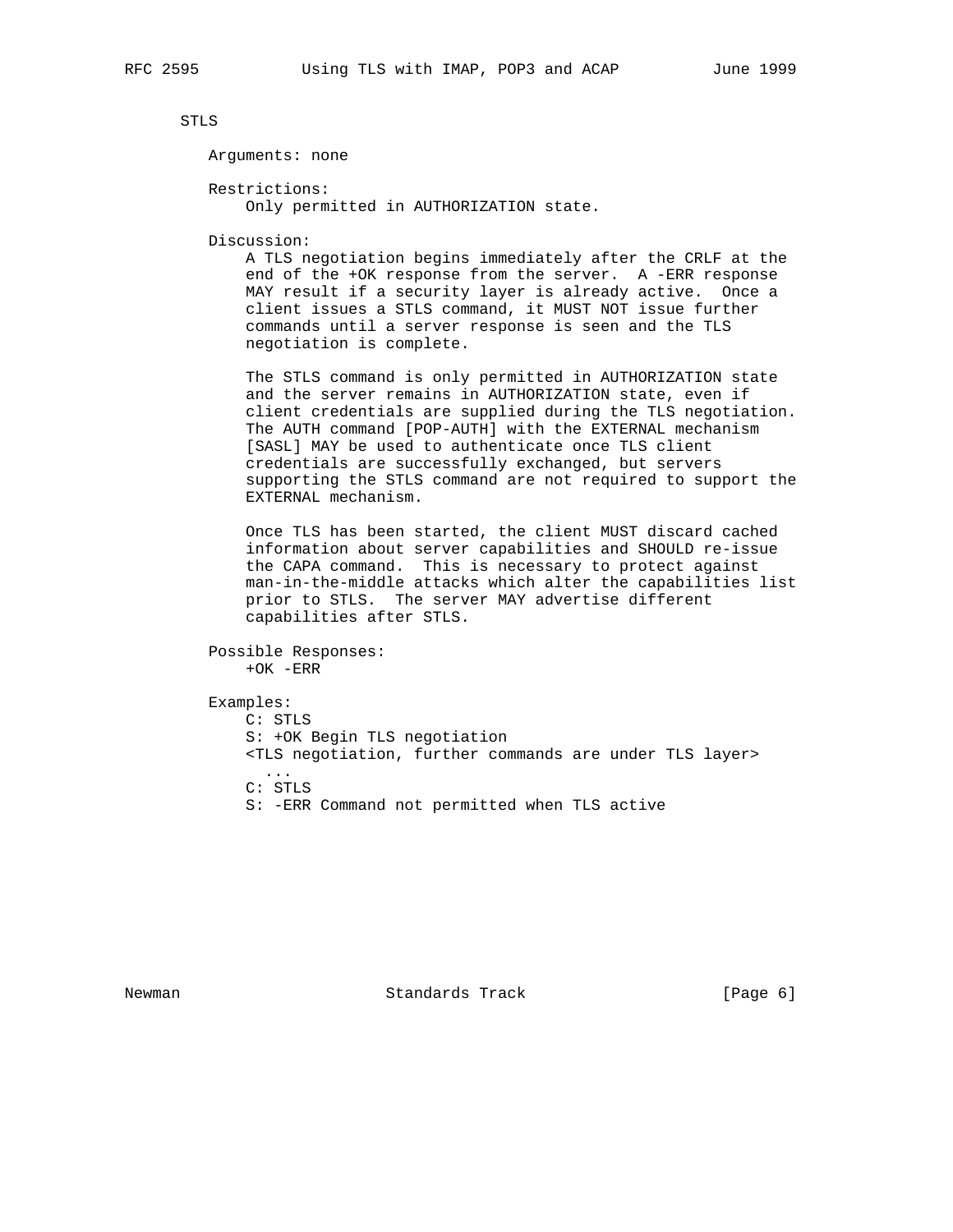STLS

Arguments: none

Restrictions:
Only permitted in AUTHORIZATION state.

Discussion:
A TLS negotiation begins immediately after the CRLF at the end of the +OK response from the server. A -ERR response MAY result if a security layer is already active. Once a client issues a STLS command, it MUST NOT issue further commands until a server response is seen and the TLS negotiation is complete.

The STLS command is only permitted in AUTHORIZATION state and the server remains in AUTHORIZATION state, even if client credentials are supplied during the TLS negotiation. The AUTH command [POP-AUTH] with the EXTERNAL mechanism [SASL] MAY be used to authenticate once TLS client credentials are successfully exchanged, but servers supporting the STLS command are not required to support the EXTERNAL mechanism.

Once TLS has been started, the client MUST discard cached information about server capabilities and SHOULD re-issue the CAPA command. This is necessary to protect against man-in-the-middle attacks which alter the capabilities list prior to STLS. The server MAY advertise different capabilities after STLS.

Possible Responses:
+OK -ERR

Examples:

```
C: STLS
S: +OK Begin TLS negotiation
<TLS negotiation, further commands are under TLS layer>
  ...
C: STLS
S: -ERR Command not permitted when TLS active
```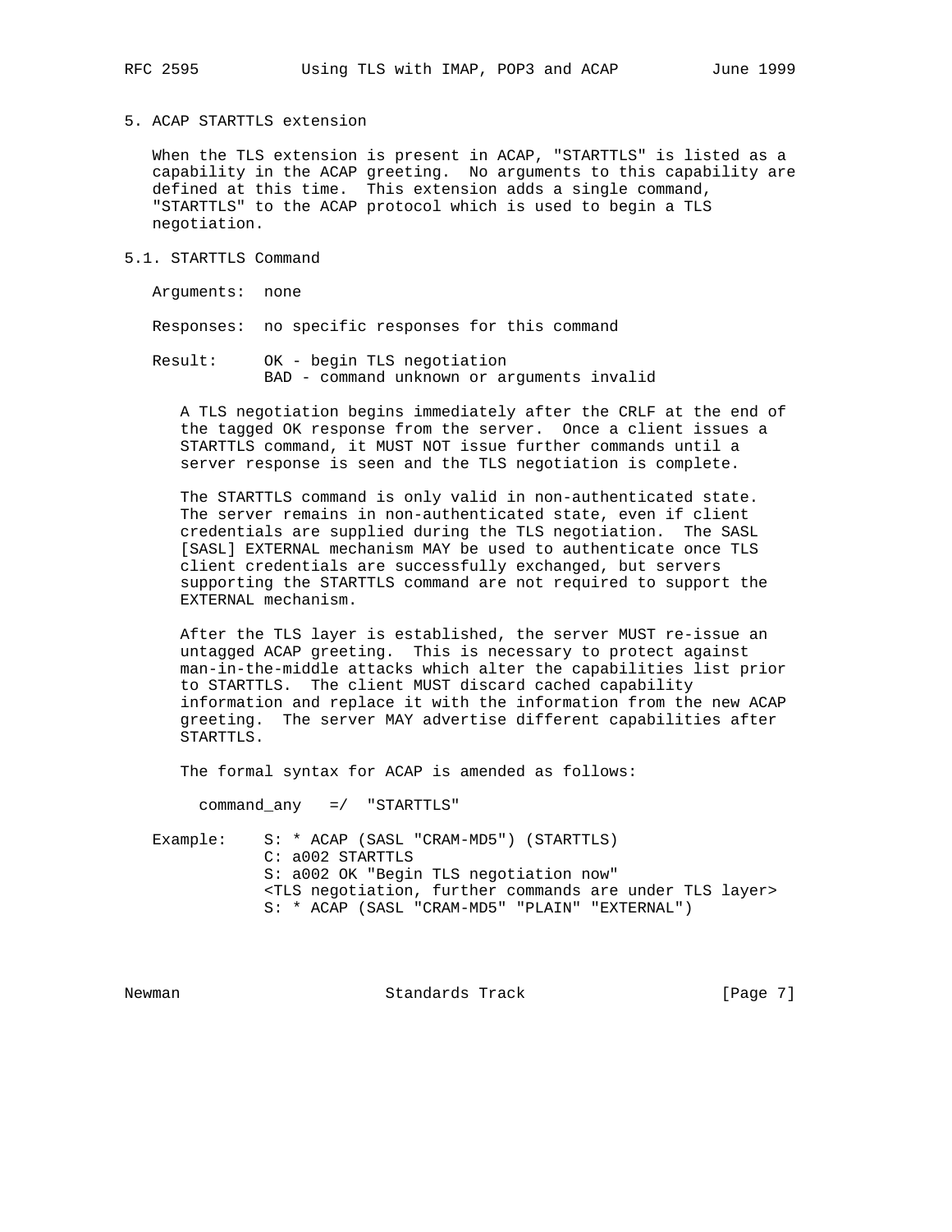## 5. ACAP STARTTLS extension

When the TLS extension is present in ACAP, "STARTTLS" is listed as a capability in the ACAP greeting. No arguments to this capability are defined at this time. This extension adds a single command, "STARTTLS" to the ACAP protocol which is used to begin a TLS negotiation.

### 5.1. STARTTLS Command

Arguments: none

Responses: no specific responses for this command

Result: OK - begin TLS negotiation
BAD - command unknown or arguments invalid

A TLS negotiation begins immediately after the CRLF at the end of the tagged OK response from the server. Once a client issues a STARTTLS command, it MUST NOT issue further commands until a server response is seen and the TLS negotiation is complete.

The STARTTLS command is only valid in non-authenticated state. The server remains in non-authenticated state, even if client credentials are supplied during the TLS negotiation. The SASL [SASL] EXTERNAL mechanism MAY be used to authenticate once TLS client credentials are successfully exchanged, but servers supporting the STARTTLS command are not required to support the EXTERNAL mechanism.

After the TLS layer is established, the server MUST re-issue an untagged ACAP greeting. This is necessary to protect against man-in-the-middle attacks which alter the capabilities list prior to STARTTLS. The client MUST discard cached capability information and replace it with the information from the new ACAP greeting. The server MAY advertise different capabilities after STARTTLS.

The formal syntax for ACAP is amended as follows:

```
command_any   =/  "STARTTLS"
```

Example:

```
S: * ACAP (SASL "CRAM-MD5") (STARTTLS)
C: a002 STARTTLS
S: a002 OK "Begin TLS negotiation now"
<TLS negotiation, further commands are under TLS layer>
S: * ACAP (SASL "CRAM-MD5" "PLAIN" "EXTERNAL")
```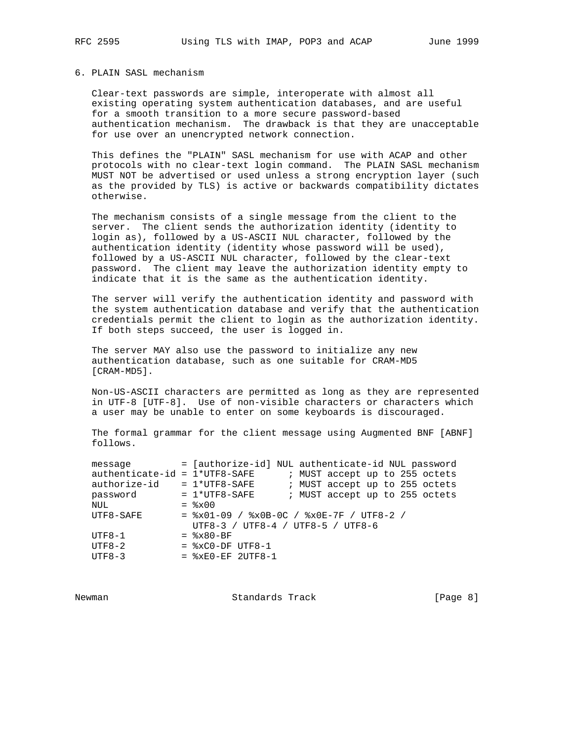## 6. PLAIN SASL mechanism

Clear-text passwords are simple, interoperate with almost all existing operating system authentication databases, and are useful for a smooth transition to a more secure password-based authentication mechanism. The drawback is that they are unacceptable for use over an unencrypted network connection.

This defines the "PLAIN" SASL mechanism for use with ACAP and other protocols with no clear-text login command. The PLAIN SASL mechanism MUST NOT be advertised or used unless a strong encryption layer (such as the provided by TLS) is active or backwards compatibility dictates otherwise.

The mechanism consists of a single message from the client to the server. The client sends the authorization identity (identity to login as), followed by a US-ASCII NUL character, followed by the authentication identity (identity whose password will be used), followed by a US-ASCII NUL character, followed by the clear-text password. The client may leave the authorization identity empty to indicate that it is the same as the authentication identity.

The server will verify the authentication identity and password with the system authentication database and verify that the authentication credentials permit the client to login as the authorization identity. If both steps succeed, the user is logged in.

The server MAY also use the password to initialize any new authentication database, such as one suitable for CRAM-MD5 [CRAM-MD5].

Non-US-ASCII characters are permitted as long as they are represented in UTF-8 [UTF-8]. Use of non-visible characters or characters which a user may be unable to enter on some keyboards is discouraged.

The formal grammar for the client message using Augmented BNF [ABNF] follows.

```
message         = [authorize-id] NUL authenticate-id NUL password
authenticate-id = 1*UTF8-SAFE      ; MUST accept up to 255 octets
authorize-id    = 1*UTF8-SAFE      ; MUST accept up to 255 octets
password        = 1*UTF8-SAFE      ; MUST accept up to 255 octets
NUL             = %x00
UTF8-SAFE       = %x01-09 / %x0B-0C / %x0E-7F / UTF8-2 /
                  UTF8-3 / UTF8-4 / UTF8-5 / UTF8-6
UTF8-1          = %x80-BF
UTF8-2          = %xC0-DF UTF8-1
UTF8-3          = %xE0-EF 2UTF8-1
```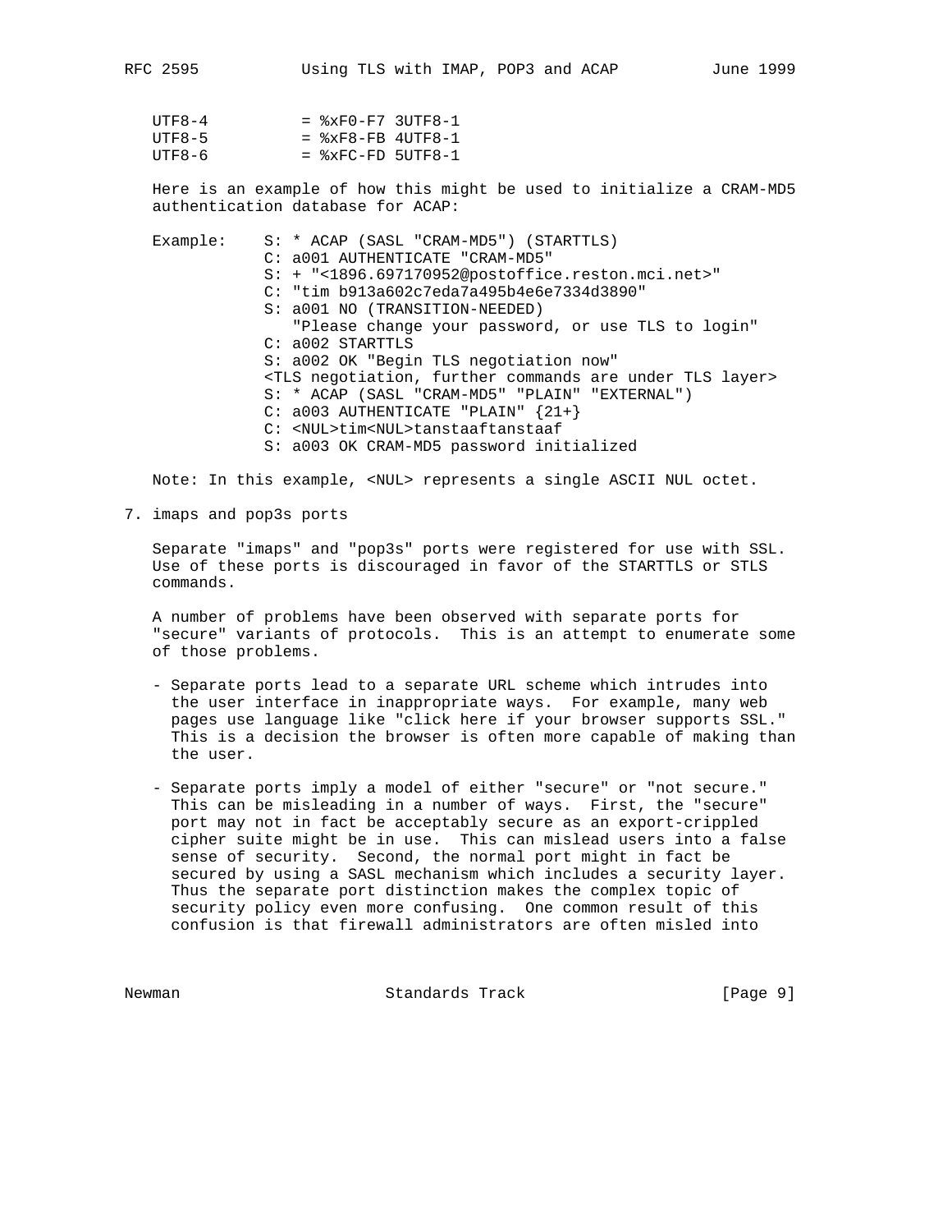```
UTF8-4          = %xF0-F7 3UTF8-1
UTF8-5          = %xF8-FB 4UTF8-1
UTF8-6          = %xFC-FD 5UTF8-1
```

Here is an example of how this might be used to initialize a CRAM-MD5 authentication database for ACAP:

```
Example:    S: * ACAP (SASL "CRAM-MD5") (STARTTLS)
            C: a001 AUTHENTICATE "CRAM-MD5"
            S: + "<1896.697170952@postoffice.reston.mci.net>"
            C: "tim b913a602c7eda7a495b4e6e7334d3890"
            S: a001 NO (TRANSITION-NEEDED)
               "Please change your password, or use TLS to login"
            C: a002 STARTTLS
            S: a002 OK "Begin TLS negotiation now"
            <TLS negotiation, further commands are under TLS layer>
            S: * ACAP (SASL "CRAM-MD5" "PLAIN" "EXTERNAL")
            C: a003 AUTHENTICATE "PLAIN" {21+}
            C: <NUL>tim<NUL>tanstaaftanstaaf
            S: a003 OK CRAM-MD5 password initialized
```

Note: In this example, <NUL> represents a single ASCII NUL octet.

## 7. imaps and pop3s ports

Separate "imaps" and "pop3s" ports were registered for use with SSL. Use of these ports is discouraged in favor of the STARTTLS or STLS commands.

A number of problems have been observed with separate ports for "secure" variants of protocols. This is an attempt to enumerate some of those problems.

- Separate ports lead to a separate URL scheme which intrudes into the user interface in inappropriate ways. For example, many web pages use language like "click here if your browser supports SSL." This is a decision the browser is often more capable of making than the user.

- Separate ports imply a model of either "secure" or "not secure." This can be misleading in a number of ways. First, the "secure" port may not in fact be acceptably secure as an export-crippled cipher suite might be in use. This can mislead users into a false sense of security. Second, the normal port might in fact be secured by using a SASL mechanism which includes a security layer. Thus the separate port distinction makes the complex topic of security policy even more confusing. One common result of this confusion is that firewall administrators are often misled into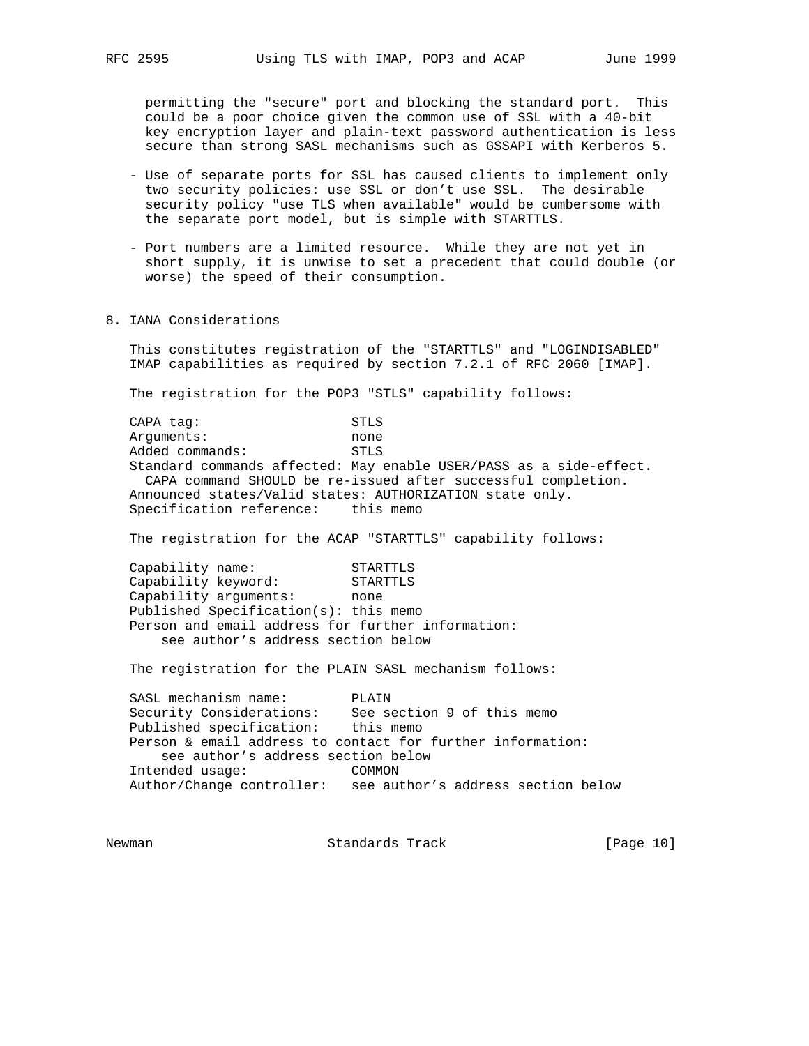permitting the "secure" port and blocking the standard port. This could be a poor choice given the common use of SSL with a 40-bit key encryption layer and plain-text password authentication is less secure than strong SASL mechanisms such as GSSAPI with Kerberos 5.

- Use of separate ports for SSL has caused clients to implement only two security policies: use SSL or don't use SSL. The desirable security policy "use TLS when available" would be cumbersome with the separate port model, but is simple with STARTTLS.

- Port numbers are a limited resource. While they are not yet in short supply, it is unwise to set a precedent that could double (or worse) the speed of their consumption.

## 8. IANA Considerations

This constitutes registration of the "STARTTLS" and "LOGINDISABLED" IMAP capabilities as required by section 7.2.1 of RFC 2060 [IMAP].

The registration for the POP3 "STLS" capability follows:

```
CAPA tag:                   STLS
Arguments:                  none
Added commands:             STLS
Standard commands affected: May enable USER/PASS as a side-effect.
  CAPA command SHOULD be re-issued after successful completion.
Announced states/Valid states: AUTHORIZATION state only.
Specification reference:    this memo
```

The registration for the ACAP "STARTTLS" capability follows:

```
Capability name:            STARTTLS
Capability keyword:         STARTTLS
Capability arguments:       none
Published Specification(s): this memo
Person and email address for further information:
    see author's address section below
```

The registration for the PLAIN SASL mechanism follows:

```
SASL mechanism name:        PLAIN
Security Considerations:    See section 9 of this memo
Published specification:    this memo
Person & email address to contact for further information:
    see author's address section below
Intended usage:             COMMON
Author/Change controller:   see author's address section below
```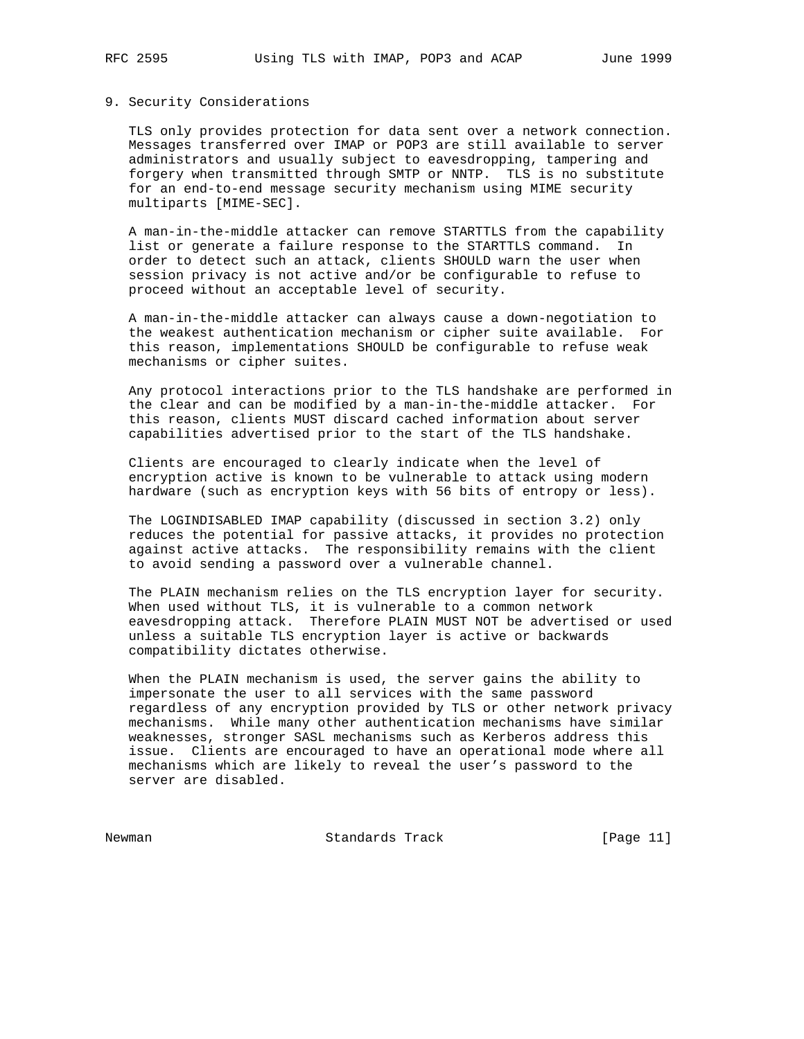## 9. Security Considerations

TLS only provides protection for data sent over a network connection. Messages transferred over IMAP or POP3 are still available to server administrators and usually subject to eavesdropping, tampering and forgery when transmitted through SMTP or NNTP. TLS is no substitute for an end-to-end message security mechanism using MIME security multiparts [MIME-SEC].

A man-in-the-middle attacker can remove STARTTLS from the capability list or generate a failure response to the STARTTLS command. In order to detect such an attack, clients SHOULD warn the user when session privacy is not active and/or be configurable to refuse to proceed without an acceptable level of security.

A man-in-the-middle attacker can always cause a down-negotiation to the weakest authentication mechanism or cipher suite available. For this reason, implementations SHOULD be configurable to refuse weak mechanisms or cipher suites.

Any protocol interactions prior to the TLS handshake are performed in the clear and can be modified by a man-in-the-middle attacker. For this reason, clients MUST discard cached information about server capabilities advertised prior to the start of the TLS handshake.

Clients are encouraged to clearly indicate when the level of encryption active is known to be vulnerable to attack using modern hardware (such as encryption keys with 56 bits of entropy or less).

The LOGINDISABLED IMAP capability (discussed in section 3.2) only reduces the potential for passive attacks, it provides no protection against active attacks. The responsibility remains with the client to avoid sending a password over a vulnerable channel.

The PLAIN mechanism relies on the TLS encryption layer for security. When used without TLS, it is vulnerable to a common network eavesdropping attack. Therefore PLAIN MUST NOT be advertised or used unless a suitable TLS encryption layer is active or backwards compatibility dictates otherwise.

When the PLAIN mechanism is used, the server gains the ability to impersonate the user to all services with the same password regardless of any encryption provided by TLS or other network privacy mechanisms. While many other authentication mechanisms have similar weaknesses, stronger SASL mechanisms such as Kerberos address this issue. Clients are encouraged to have an operational mode where all mechanisms which are likely to reveal the user's password to the server are disabled.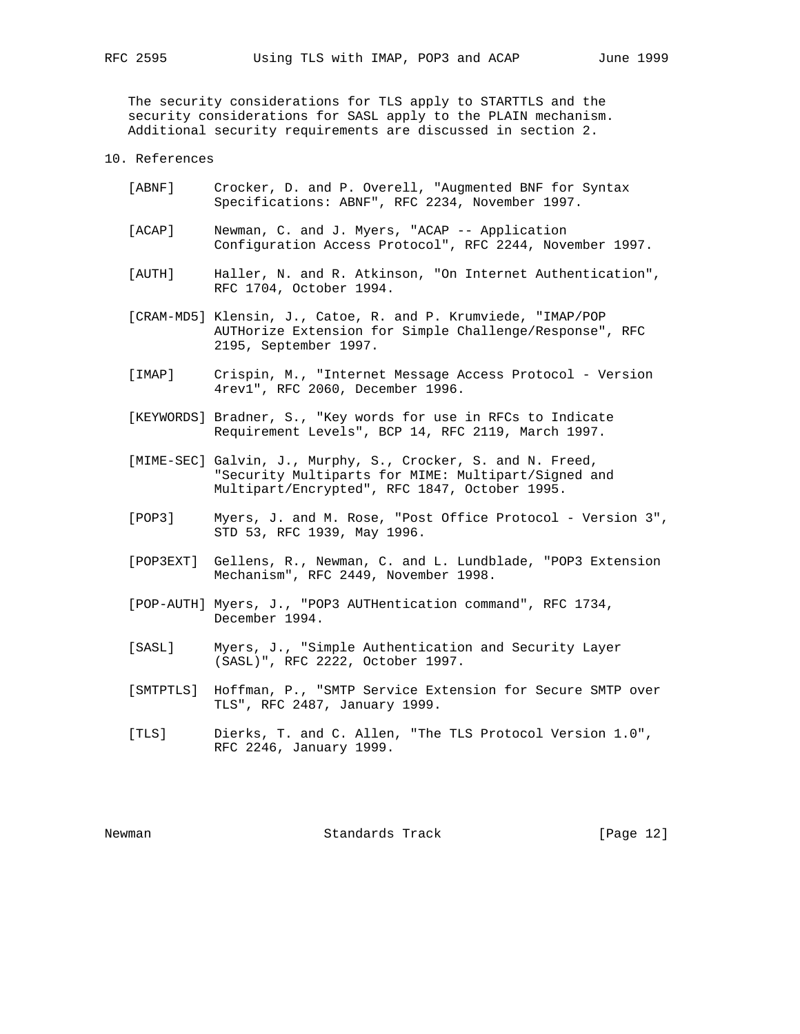The security considerations for TLS apply to STARTTLS and the security considerations for SASL apply to the PLAIN mechanism. Additional security requirements are discussed in section 2.

## 10. References

[ABNF] Crocker, D. and P. Overell, "Augmented BNF for Syntax Specifications: ABNF", RFC 2234, November 1997.

[ACAP] Newman, C. and J. Myers, "ACAP -- Application Configuration Access Protocol", RFC 2244, November 1997.

[AUTH] Haller, N. and R. Atkinson, "On Internet Authentication", RFC 1704, October 1994.

[CRAM-MD5] Klensin, J., Catoe, R. and P. Krumviede, "IMAP/POP AUTHorize Extension for Simple Challenge/Response", RFC 2195, September 1997.

[IMAP] Crispin, M., "Internet Message Access Protocol - Version 4rev1", RFC 2060, December 1996.

[KEYWORDS] Bradner, S., "Key words for use in RFCs to Indicate Requirement Levels", BCP 14, RFC 2119, March 1997.

[MIME-SEC] Galvin, J., Murphy, S., Crocker, S. and N. Freed, "Security Multiparts for MIME: Multipart/Signed and Multipart/Encrypted", RFC 1847, October 1995.

[POP3] Myers, J. and M. Rose, "Post Office Protocol - Version 3", STD 53, RFC 1939, May 1996.

[POP3EXT] Gellens, R., Newman, C. and L. Lundblade, "POP3 Extension Mechanism", RFC 2449, November 1998.

[POP-AUTH] Myers, J., "POP3 AUTHentication command", RFC 1734, December 1994.

[SASL] Myers, J., "Simple Authentication and Security Layer (SASL)", RFC 2222, October 1997.

[SMTPTLS] Hoffman, P., "SMTP Service Extension for Secure SMTP over TLS", RFC 2487, January 1999.

[TLS] Dierks, T. and C. Allen, "The TLS Protocol Version 1.0", RFC 2246, January 1999.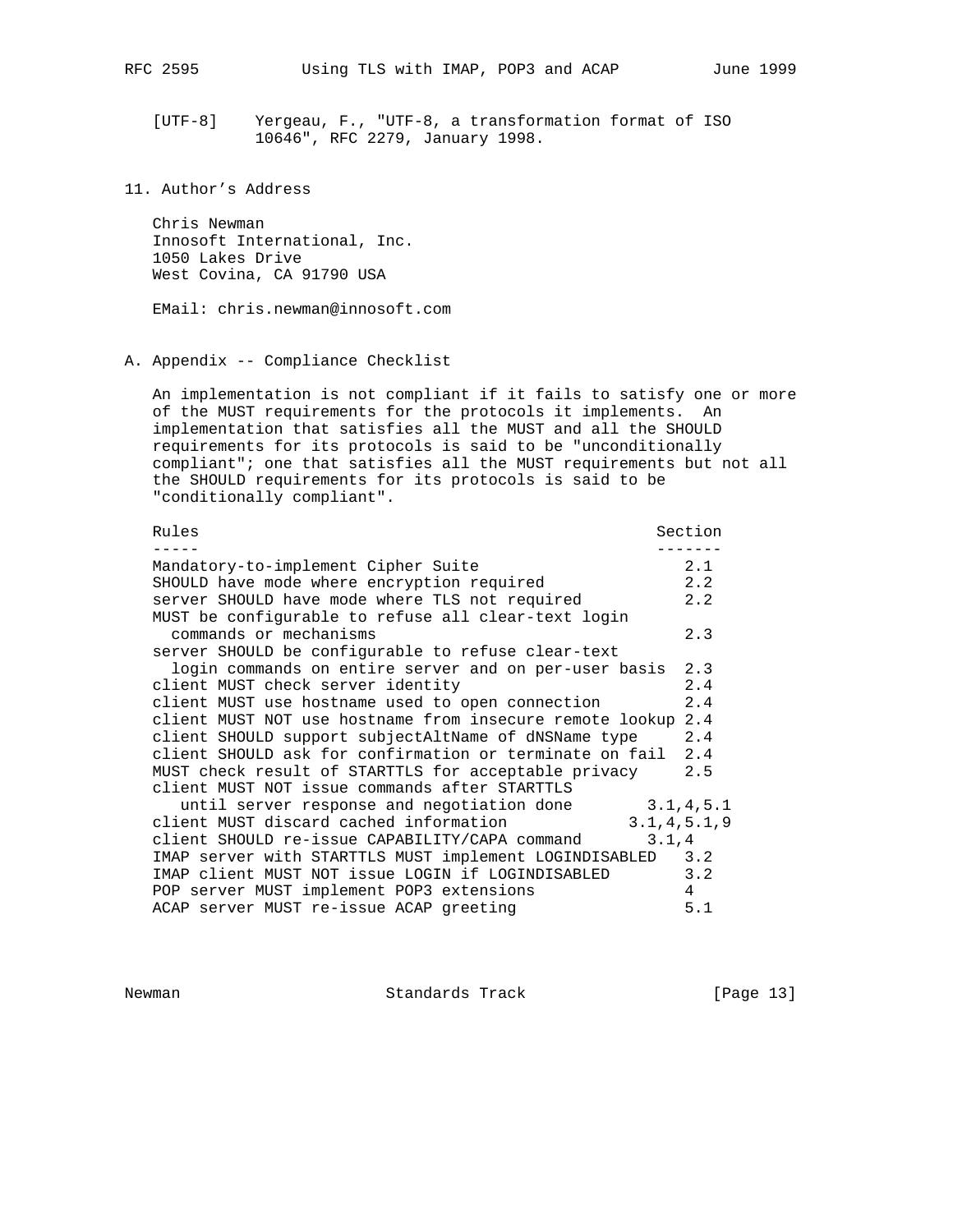[UTF-8] Yergeau, F., "UTF-8, a transformation format of ISO 10646", RFC 2279, January 1998.

## 11. Author's Address

Chris Newman
Innosoft International, Inc.
1050 Lakes Drive
West Covina, CA 91790 USA

EMail: chris.newman@innosoft.com

## A. Appendix -- Compliance Checklist

An implementation is not compliant if it fails to satisfy one or more of the MUST requirements for the protocols it implements. An implementation that satisfies all the MUST and all the SHOULD requirements for its protocols is said to be "unconditionally compliant"; one that satisfies all the MUST requirements but not all the SHOULD requirements for its protocols is said to be "conditionally compliant".

| Rules | Section |
| --- | --- |
| Mandatory-to-implement Cipher Suite | 2.1 |
| SHOULD have mode where encryption required | 2.2 |
| server SHOULD have mode where TLS not required | 2.2 |
| MUST be configurable to refuse all clear-text login commands or mechanisms | 2.3 |
| server SHOULD be configurable to refuse clear-text login commands on entire server and on per-user basis | 2.3 |
| client MUST check server identity | 2.4 |
| client MUST use hostname used to open connection | 2.4 |
| client MUST NOT use hostname from insecure remote lookup | 2.4 |
| client SHOULD support subjectAltName of dNSName type | 2.4 |
| client SHOULD ask for confirmation or terminate on fail | 2.4 |
| MUST check result of STARTTLS for acceptable privacy | 2.5 |
| client MUST NOT issue commands after STARTTLS until server response and negotiation done | 3.1,4,5.1 |
| client MUST discard cached information | 3.1,4,5.1,9 |
| client SHOULD re-issue CAPABILITY/CAPA command | 3.1,4 |
| IMAP server with STARTTLS MUST implement LOGINDISABLED | 3.2 |
| IMAP client MUST NOT issue LOGIN if LOGINDISABLED | 3.2 |
| POP server MUST implement POP3 extensions | 4 |
| ACAP server MUST re-issue ACAP greeting | 5.1 |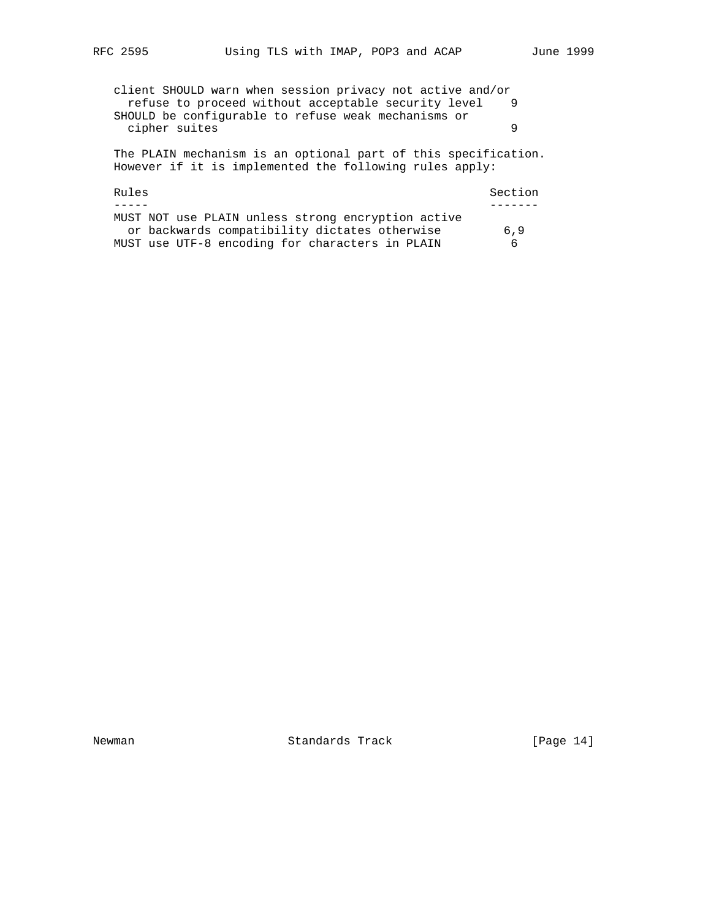| Rules | Section |
| --- | --- |
| client SHOULD warn when session privacy not active and/or refuse to proceed without acceptable security level | 9 |
| SHOULD be configurable to refuse weak mechanisms or cipher suites | 9 |

The PLAIN mechanism is an optional part of this specification. However if it is implemented the following rules apply:

| Rules | Section |
| --- | --- |
| MUST NOT use PLAIN unless strong encryption active or backwards compatibility dictates otherwise | 6,9 |
| MUST use UTF-8 encoding for characters in PLAIN | 6 |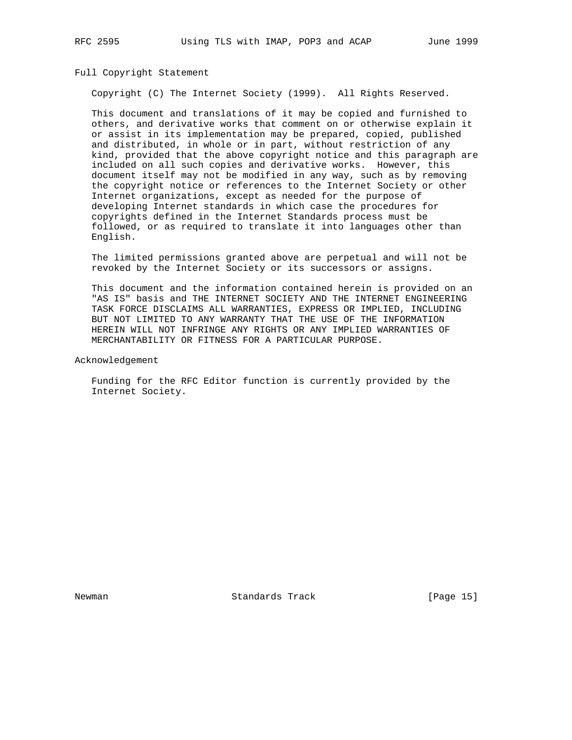## Full Copyright Statement

Copyright (C) The Internet Society (1999). All Rights Reserved.

This document and translations of it may be copied and furnished to others, and derivative works that comment on or otherwise explain it or assist in its implementation may be prepared, copied, published and distributed, in whole or in part, without restriction of any kind, provided that the above copyright notice and this paragraph are included on all such copies and derivative works. However, this document itself may not be modified in any way, such as by removing the copyright notice or references to the Internet Society or other Internet organizations, except as needed for the purpose of developing Internet standards in which case the procedures for copyrights defined in the Internet Standards process must be followed, or as required to translate it into languages other than English.

The limited permissions granted above are perpetual and will not be revoked by the Internet Society or its successors or assigns.

This document and the information contained herein is provided on an "AS IS" basis and THE INTERNET SOCIETY AND THE INTERNET ENGINEERING TASK FORCE DISCLAIMS ALL WARRANTIES, EXPRESS OR IMPLIED, INCLUDING BUT NOT LIMITED TO ANY WARRANTY THAT THE USE OF THE INFORMATION HEREIN WILL NOT INFRINGE ANY RIGHTS OR ANY IMPLIED WARRANTIES OF MERCHANTABILITY OR FITNESS FOR A PARTICULAR PURPOSE.

## Acknowledgement

Funding for the RFC Editor function is currently provided by the Internet Society.